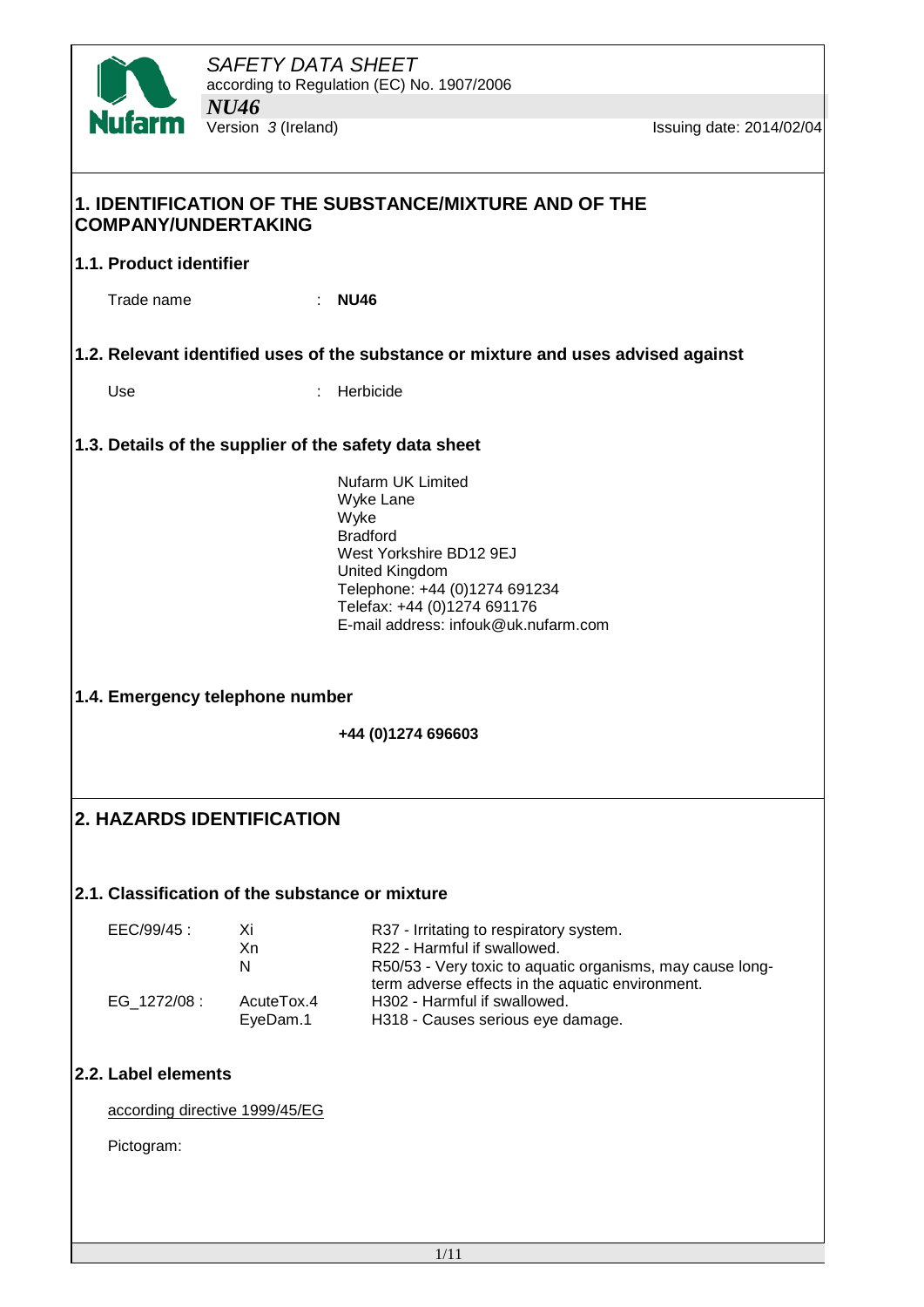# SAFETY DATA SHEET

according to Regulation (EC) No. 1907/2006

***NU46***

Version *3* (Ireland)

Issuing date: 2014/02/04

## 1. IDENTIFICATION OF THE SUBSTANCE/MIXTURE AND OF THE COMPANY/UNDERTAKING

### 1.1. Product identifier

Trade name : **NU46**

### 1.2. Relevant identified uses of the substance or mixture and uses advised against

Use : Herbicide

### 1.3. Details of the supplier of the safety data sheet

Nufarm UK Limited
Wyke Lane
Wyke
Bradford
West Yorkshire BD12 9EJ
United Kingdom
Telephone: +44 (0)1274 691234
Telefax: +44 (0)1274 691176
E-mail address: infouk@uk.nufarm.com

### 1.4. Emergency telephone number

**+44 (0)1274 696603**

## 2. HAZARDS IDENTIFICATION

### 2.1. Classification of the substance or mixture

| | | |
|---|---|---|
| EEC/99/45 : | Xi | R37 - Irritating to respiratory system. |
| | Xn | R22 - Harmful if swallowed. |
| | N | R50/53 - Very toxic to aquatic organisms, may cause long-term adverse effects in the aquatic environment. |
| EG_1272/08 : | AcuteTox.4 | H302 - Harmful if swallowed. |
| | EyeDam.1 | H318 - Causes serious eye damage. |

### 2.2. Label elements

according directive 1999/45/EG

Pictogram: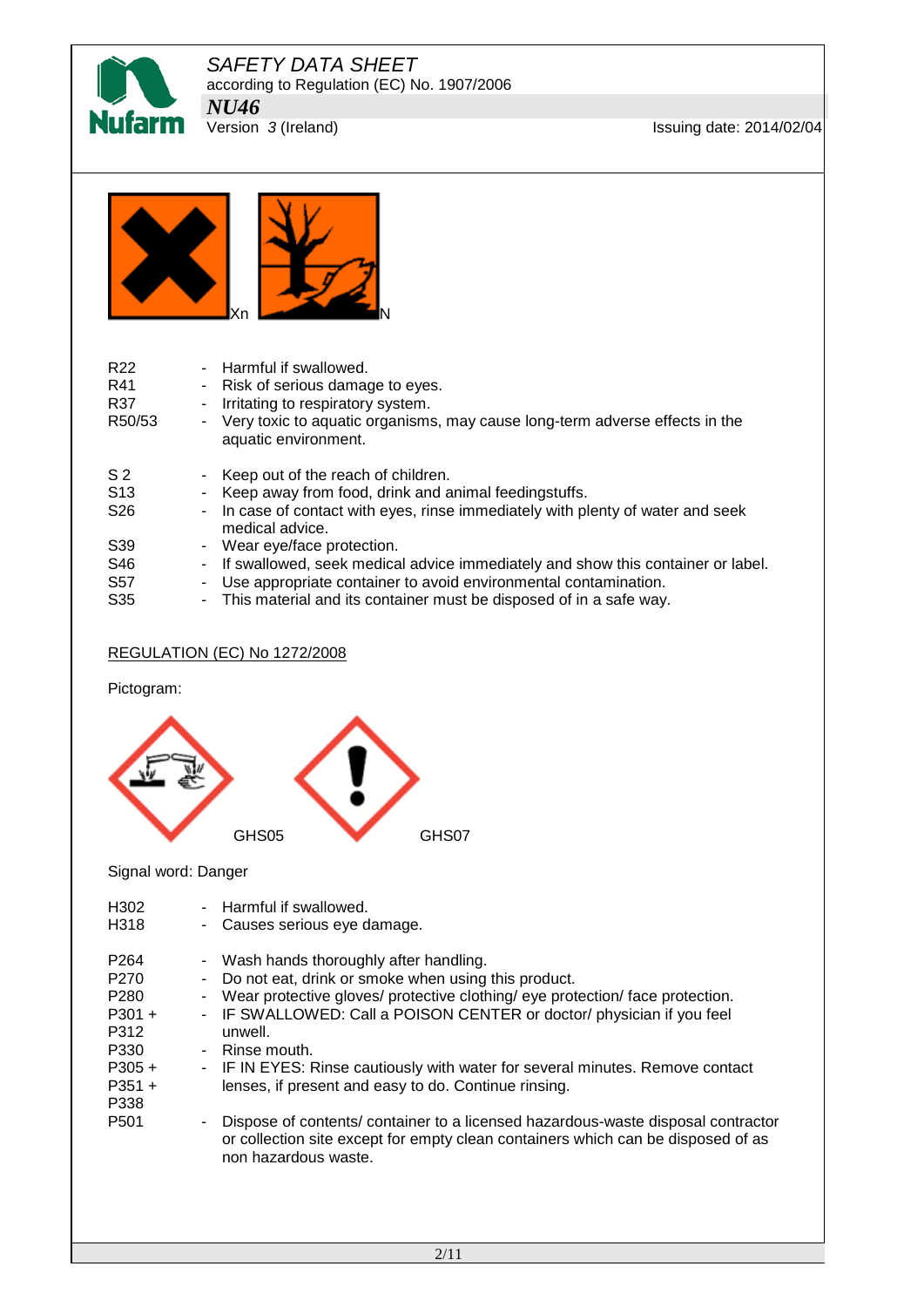Xn N

R22 - Harmful if swallowed.
R41 - Risk of serious damage to eyes.
R37 - Irritating to respiratory system.
R50/53 - Very toxic to aquatic organisms, may cause long-term adverse effects in the aquatic environment.

S 2 - Keep out of the reach of children.
S13 - Keep away from food, drink and animal feedingstuffs.
S26 - In case of contact with eyes, rinse immediately with plenty of water and seek medical advice.
S39 - Wear eye/face protection.
S46 - If swallowed, seek medical advice immediately and show this container or label.
S57 - Use appropriate container to avoid environmental contamination.
S35 - This material and its container must be disposed of in a safe way.

REGULATION (EC) No 1272/2008

Pictogram:

GHS05 GHS07

Signal word: Danger

H302 - Harmful if swallowed.
H318 - Causes serious eye damage.

P264 - Wash hands thoroughly after handling.
P270 - Do not eat, drink or smoke when using this product.
P280 - Wear protective gloves/ protective clothing/ eye protection/ face protection.
P301 + P312 - IF SWALLOWED: Call a POISON CENTER or doctor/ physician if you feel unwell.
P330 - Rinse mouth.
P305 + P351 + P338 - IF IN EYES: Rinse cautiously with water for several minutes. Remove contact lenses, if present and easy to do. Continue rinsing.
P501 - Dispose of contents/ container to a licensed hazardous-waste disposal contractor or collection site except for empty clean containers which can be disposed of as non hazardous waste.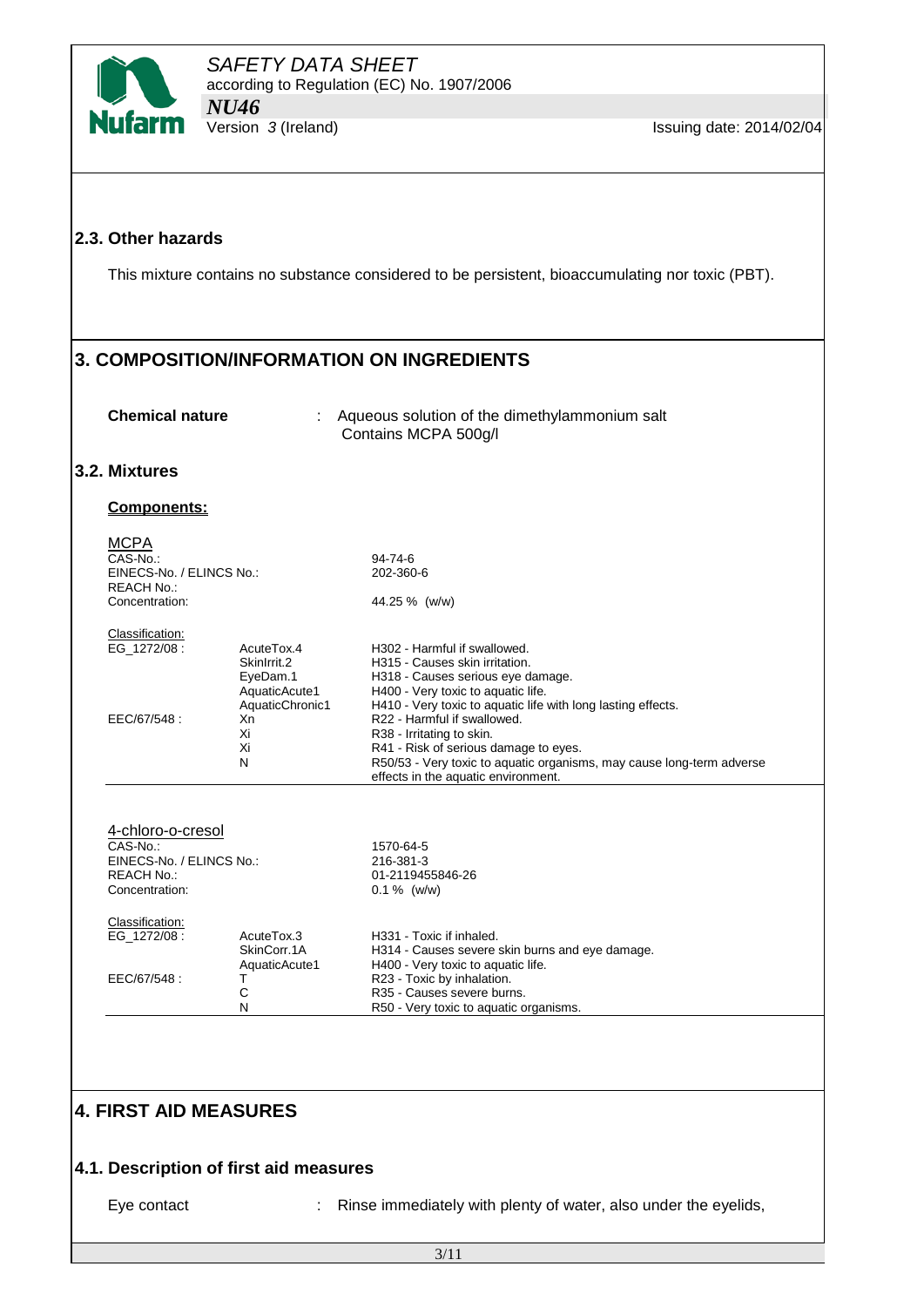## 2.3. Other hazards

This mixture contains no substance considered to be persistent, bioaccumulating nor toxic (PBT).

# 3. COMPOSITION/INFORMATION ON INGREDIENTS

**Chemical nature** : Aqueous solution of the dimethylammonium salt
Contains MCPA 500g/l

## 3.2. Mixtures

**Components:**

MCPA

| | | |
|---|---|---|
| CAS-No.: | | 94-74-6 |
| EINECS-No. / ELINCS No.: | | 202-360-6 |
| REACH No.: | | |
| Concentration: | | 44.25 % (w/w) |
| Classification: | | |
| EG_1272/08 : | AcuteTox.4 | H302 - Harmful if swallowed. |
| | SkinIrrit.2 | H315 - Causes skin irritation. |
| | EyeDam.1 | H318 - Causes serious eye damage. |
| | AquaticAcute1 | H400 - Very toxic to aquatic life. |
| | AquaticChronic1 | H410 - Very toxic to aquatic life with long lasting effects. |
| EEC/67/548 : | Xn | R22 - Harmful if swallowed. |
| | Xi | R38 - Irritating to skin. |
| | Xi | R41 - Risk of serious damage to eyes. |
| | N | R50/53 - Very toxic to aquatic organisms, may cause long-term adverse effects in the aquatic environment. |

4-chloro-o-cresol

| | | |
|---|---|---|
| CAS-No.: | | 1570-64-5 |
| EINECS-No. / ELINCS No.: | | 216-381-3 |
| REACH No.: | | 01-2119455846-26 |
| Concentration: | | 0.1 % (w/w) |
| Classification: | | |
| EG_1272/08 : | AcuteTox.3 | H331 - Toxic if inhaled. |
| | SkinCorr.1A | H314 - Causes severe skin burns and eye damage. |
| | AquaticAcute1 | H400 - Very toxic to aquatic life. |
| EEC/67/548 : | T | R23 - Toxic by inhalation. |
| | C | R35 - Causes severe burns. |
| | N | R50 - Very toxic to aquatic organisms. |

# 4. FIRST AID MEASURES

## 4.1. Description of first aid measures

Eye contact : Rinse immediately with plenty of water, also under the eyelids,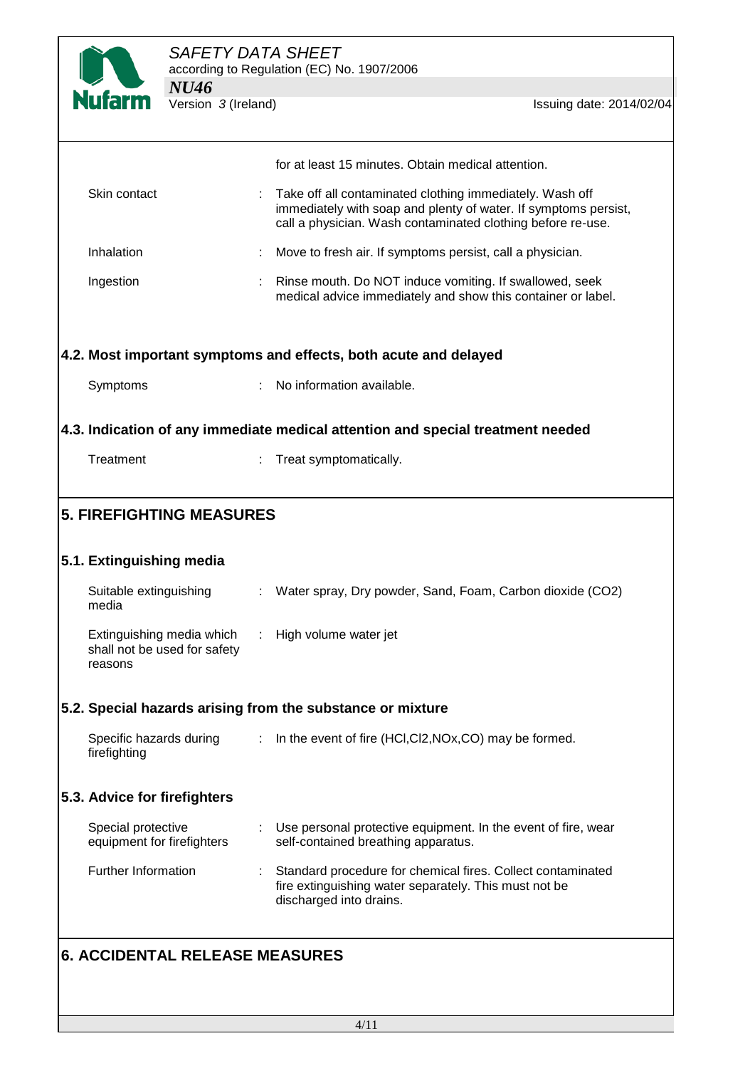for at least 15 minutes. Obtain medical attention.

| | |
|---|---|
| Skin contact | : Take off all contaminated clothing immediately. Wash off immediately with soap and plenty of water. If symptoms persist, call a physician. Wash contaminated clothing before re-use. |
| Inhalation | : Move to fresh air. If symptoms persist, call a physician. |
| Ingestion | : Rinse mouth. Do NOT induce vomiting. If swallowed, seek medical advice immediately and show this container or label. |

### 4.2. Most important symptoms and effects, both acute and delayed

| | |
|---|---|
| Symptoms | : No information available. |

### 4.3. Indication of any immediate medical attention and special treatment needed

| | |
|---|---|
| Treatment | : Treat symptomatically. |

## 5. FIREFIGHTING MEASURES

### 5.1. Extinguishing media

| | |
|---|---|
| Suitable extinguishing media | : Water spray, Dry powder, Sand, Foam, Carbon dioxide ($CO_2$) |
| Extinguishing media which shall not be used for safety reasons | : High volume water jet |

### 5.2. Special hazards arising from the substance or mixture

| | |
|---|---|
| Specific hazards during firefighting | : In the event of fire (HCl,$Cl_2$,NOx,CO) may be formed. |

### 5.3. Advice for firefighters

| | |
|---|---|
| Special protective equipment for firefighters | : Use personal protective equipment. In the event of fire, wear self-contained breathing apparatus. |
| Further Information | : Standard procedure for chemical fires. Collect contaminated fire extinguishing water separately. This must not be discharged into drains. |

## 6. ACCIDENTAL RELEASE MEASURES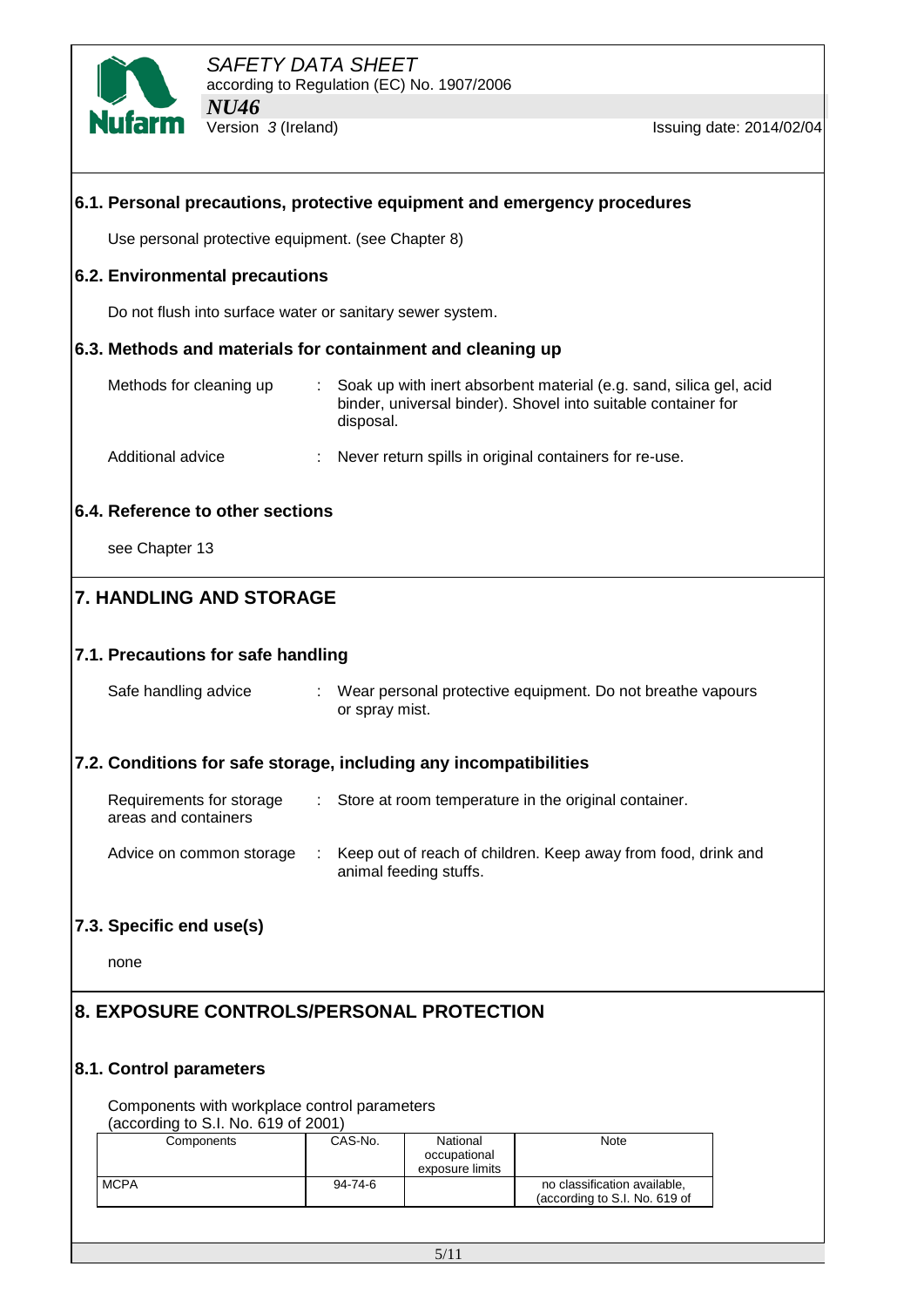### 6.1. Personal precautions, protective equipment and emergency procedures

Use personal protective equipment. (see Chapter 8)

### 6.2. Environmental precautions

Do not flush into surface water or sanitary sewer system.

### 6.3. Methods and materials for containment and cleaning up

Methods for cleaning up : Soak up with inert absorbent material (e.g. sand, silica gel, acid binder, universal binder). Shovel into suitable container for disposal.

Additional advice : Never return spills in original containers for re-use.

### 6.4. Reference to other sections

see Chapter 13

## 7. HANDLING AND STORAGE

### 7.1. Precautions for safe handling

Safe handling advice : Wear personal protective equipment. Do not breathe vapours or spray mist.

### 7.2. Conditions for safe storage, including any incompatibilities

Requirements for storage areas and containers : Store at room temperature in the original container.

Advice on common storage : Keep out of reach of children. Keep away from food, drink and animal feeding stuffs.

### 7.3. Specific end use(s)

none

## 8. EXPOSURE CONTROLS/PERSONAL PROTECTION

### 8.1. Control parameters

Components with workplace control parameters
(according to S.I. No. 619 of 2001)

| Components | CAS-No. | National occupational exposure limits | Note |
|---|---|---|---|
| MCPA | 94-74-6 | | no classification available, (according to S.I. No. 619 of |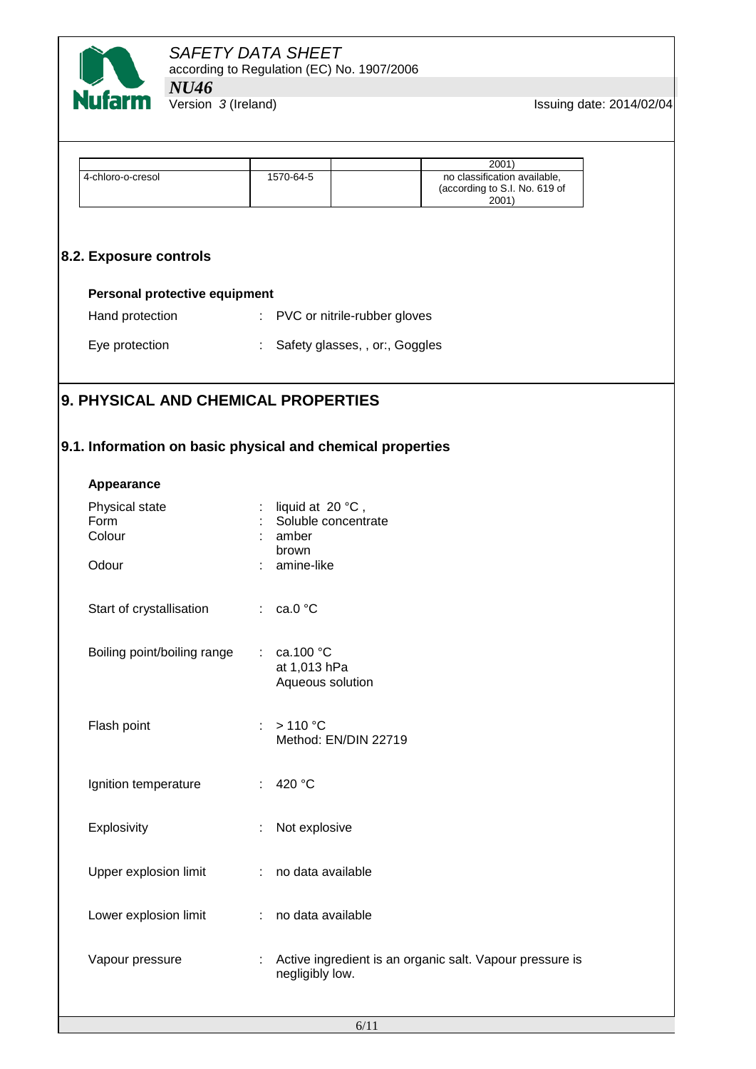|  |  |  | 2001) |
| --- | --- | --- | --- |
| 4-chloro-o-cresol | 1570-64-5 |  | no classification available, (according to S.I. No. 619 of 2001) |

## 8.2. Exposure controls

**Personal protective equipment**

Hand protection : PVC or nitrile-rubber gloves

Eye protection : Safety glasses, , or:, Goggles

# 9. PHYSICAL AND CHEMICAL PROPERTIES

## 9.1. Information on basic physical and chemical properties

**Appearance**

Physical state : liquid at 20 °C ,
Form : Soluble concentrate
Colour : amber
brown
Odour : amine-like

Start of crystallisation : ca.0 °C

Boiling point/boiling range : ca.100 °C
at 1,013 hPa
Aqueous solution

Flash point : > 110 °C
Method: EN/DIN 22719

Ignition temperature : 420 °C

Explosivity : Not explosive

Upper explosion limit : no data available

Lower explosion limit : no data available

Vapour pressure : Active ingredient is an organic salt. Vapour pressure is negligibly low.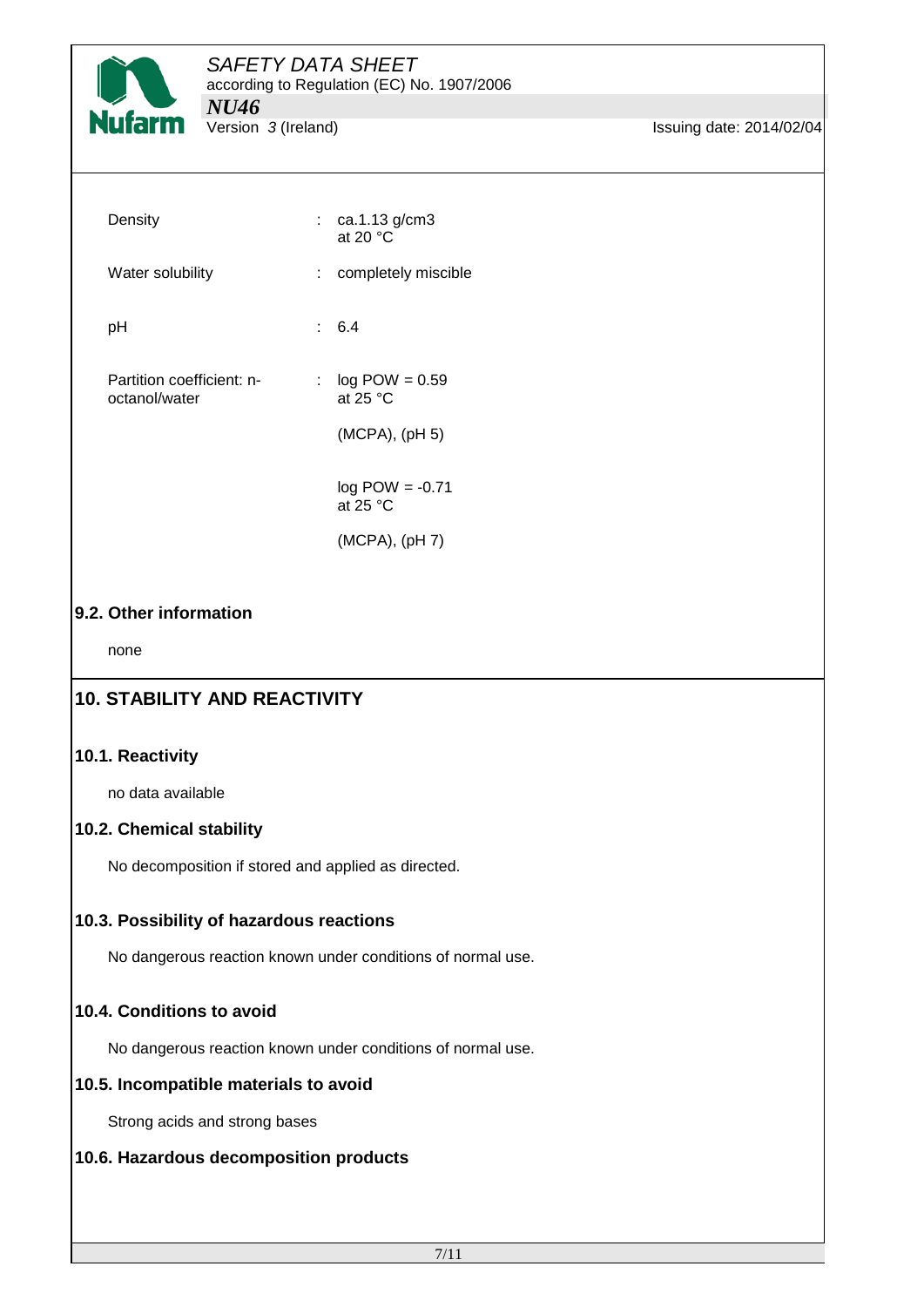| | | |
|---|---|---|
| Density | : | ca.1.13 g/cm3<br>at 20 °C |
| Water solubility | : | completely miscible |
| pH | : | 6.4 |
| Partition coefficient: n-octanol/water | : | log POW = 0.59<br>at 25 °C<br><br>(MCPA), (pH 5)<br><br>log POW = -0.71<br>at 25 °C<br><br>(MCPA), (pH 7) |

## 9.2. Other information

none

# 10. STABILITY AND REACTIVITY

## 10.1. Reactivity

no data available

## 10.2. Chemical stability

No decomposition if stored and applied as directed.

## 10.3. Possibility of hazardous reactions

No dangerous reaction known under conditions of normal use.

## 10.4. Conditions to avoid

No dangerous reaction known under conditions of normal use.

## 10.5. Incompatible materials to avoid

Strong acids and strong bases

## 10.6. Hazardous decomposition products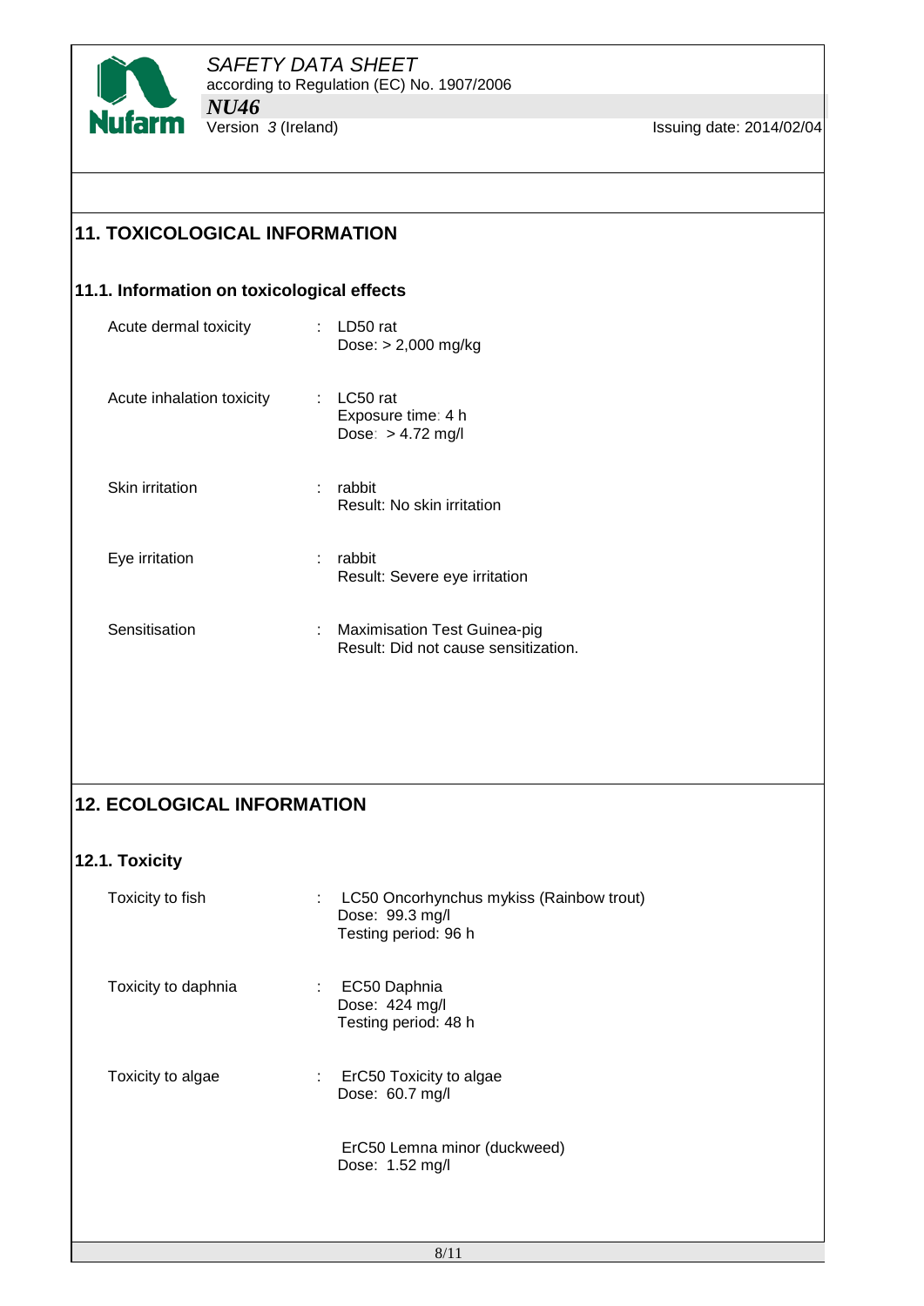## 11. TOXICOLOGICAL INFORMATION

### 11.1. Information on toxicological effects

| | | |
|---|---|---|
| Acute dermal toxicity | : | LD50 rat<br>Dose: > 2,000 mg/kg |
| Acute inhalation toxicity | : | LC50 rat<br>Exposure time: 4 h<br>Dose: > 4.72 mg/l |
| Skin irritation | : | rabbit<br>Result: No skin irritation |
| Eye irritation | : | rabbit<br>Result: Severe eye irritation |
| Sensitisation | : | Maximisation Test Guinea-pig<br>Result: Did not cause sensitization. |

## 12. ECOLOGICAL INFORMATION

### 12.1. Toxicity

| | | |
|---|---|---|
| Toxicity to fish | : | LC50 Oncorhynchus mykiss (Rainbow trout)<br>Dose: 99.3 mg/l<br>Testing period: 96 h |
| Toxicity to daphnia | : | EC50 Daphnia<br>Dose: 424 mg/l<br>Testing period: 48 h |
| Toxicity to algae | : | ErC50 Toxicity to algae<br>Dose: 60.7 mg/l |
| | | ErC50 Lemna minor (duckweed)<br>Dose: 1.52 mg/l |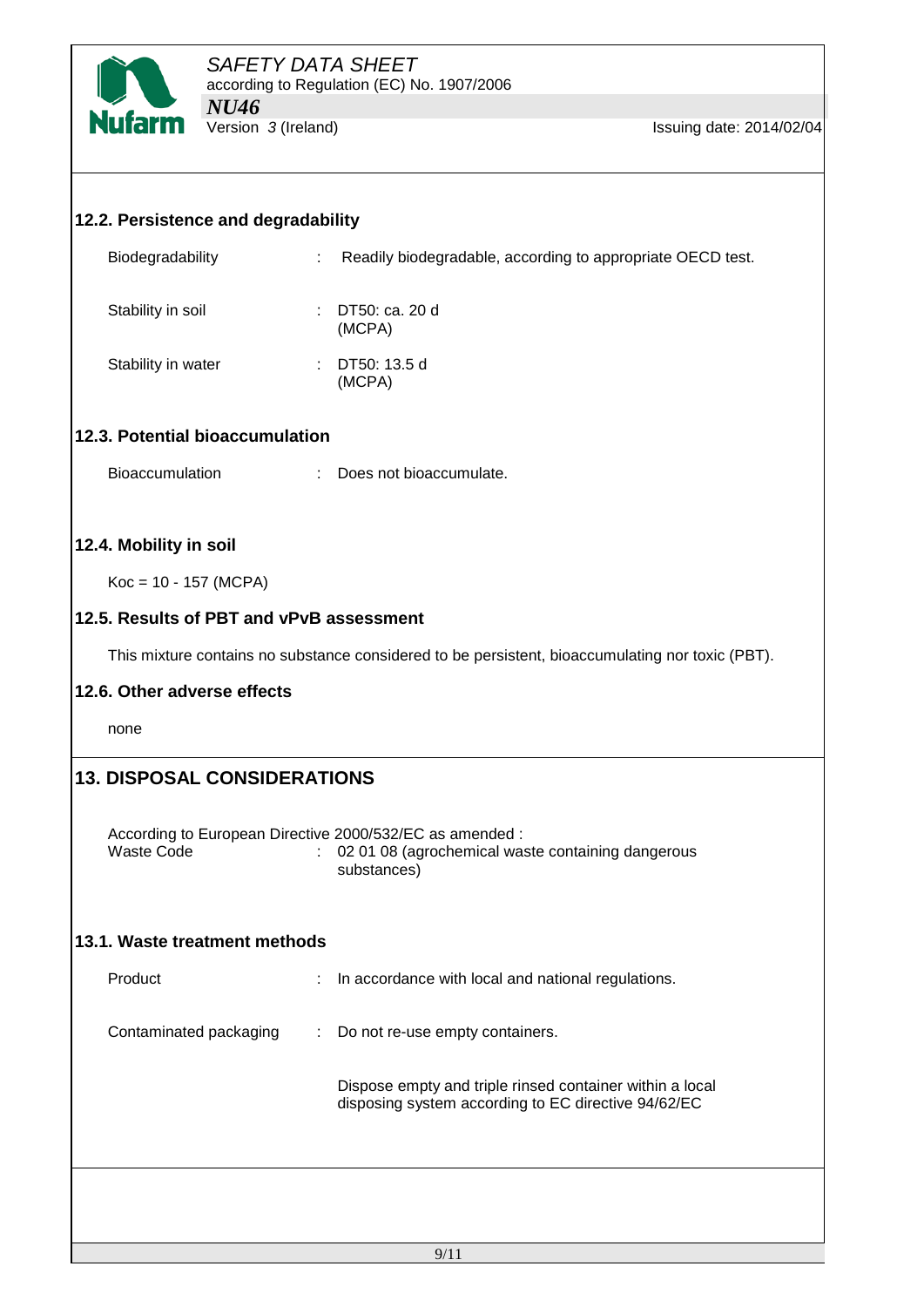### 12.2. Persistence and degradability

| | | |
|---|---|---|
| Biodegradability | : | Readily biodegradable, according to appropriate OECD test. |
| Stability in soil | : | DT50: ca. 20 d (MCPA) |
| Stability in water | : | DT50: 13.5 d (MCPA) |

### 12.3. Potential bioaccumulation

| | | |
|---|---|---|
| Bioaccumulation | : | Does not bioaccumulate. |

### 12.4. Mobility in soil

Koc = 10 - 157 (MCPA)

### 12.5. Results of PBT and vPvB assessment

This mixture contains no substance considered to be persistent, bioaccumulating nor toxic (PBT).

### 12.6. Other adverse effects

none

## 13. DISPOSAL CONSIDERATIONS

According to European Directive 2000/532/EC as amended :

| | | |
|---|---|---|
| Waste Code | : | 02 01 08 (agrochemical waste containing dangerous substances) |

### 13.1. Waste treatment methods

| | | |
|---|---|---|
| Product | : | In accordance with local and national regulations. |
| Contaminated packaging | : | Do not re-use empty containers. |
| | | Dispose empty and triple rinsed container within a local disposing system according to EC directive 94/62/EC |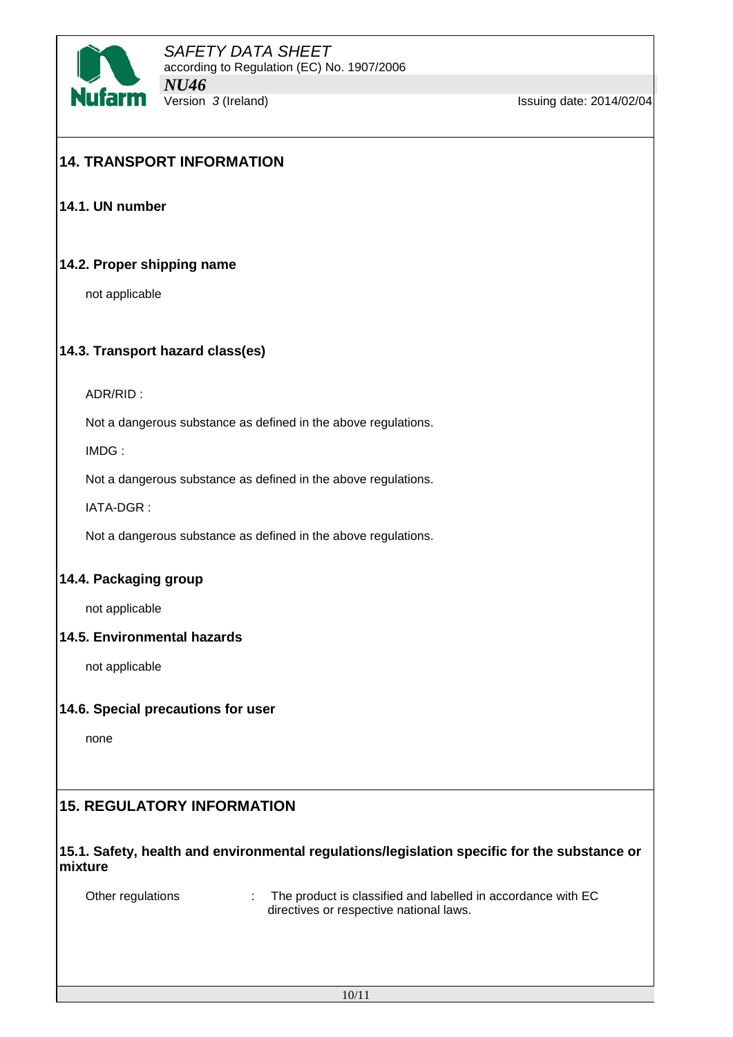## 14. TRANSPORT INFORMATION

### 14.1. UN number

### 14.2. Proper shipping name

not applicable

### 14.3. Transport hazard class(es)

ADR/RID :

Not a dangerous substance as defined in the above regulations.

IMDG :

Not a dangerous substance as defined in the above regulations.

IATA-DGR :

Not a dangerous substance as defined in the above regulations.

### 14.4. Packaging group

not applicable

### 14.5. Environmental hazards

not applicable

### 14.6. Special precautions for user

none

## 15. REGULATORY INFORMATION

### 15.1. Safety, health and environmental regulations/legislation specific for the substance or mixture

Other regulations : The product is classified and labelled in accordance with EC directives or respective national laws.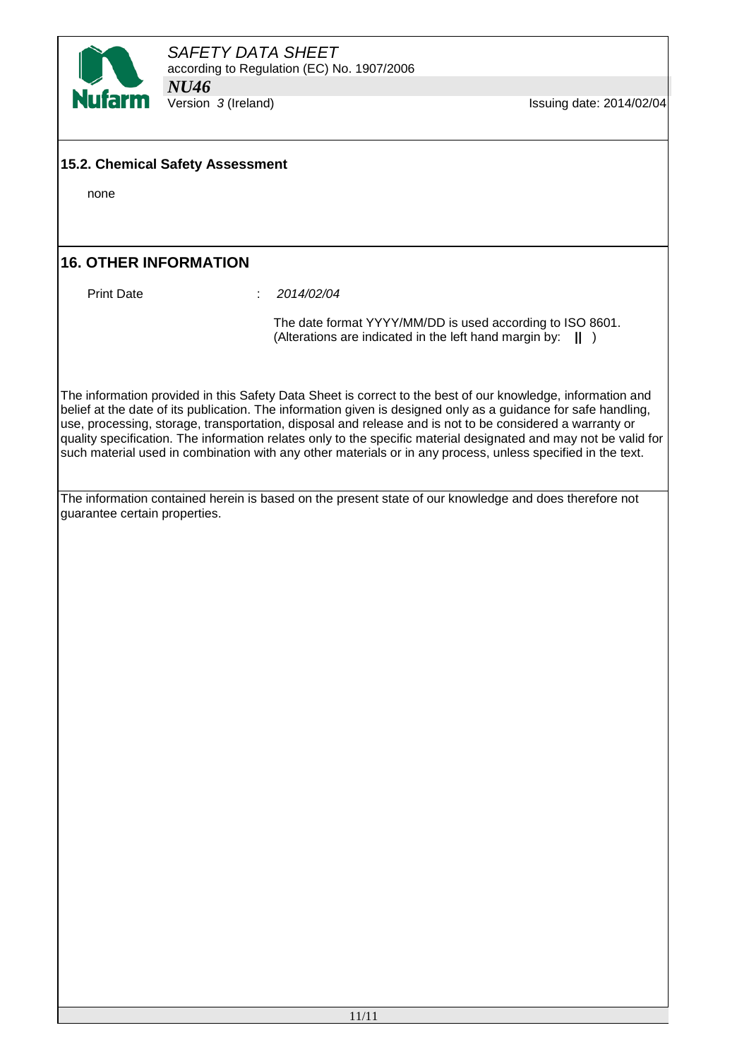## 15.2. Chemical Safety Assessment

none

## 16. OTHER INFORMATION

Print Date : *2014/02/04*

The date format YYYY/MM/DD is used according to ISO 8601.
(Alterations are indicated in the left hand margin by: || )

The information provided in this Safety Data Sheet is correct to the best of our knowledge, information and belief at the date of its publication. The information given is designed only as a guidance for safe handling, use, processing, storage, transportation, disposal and release and is not to be considered a warranty or quality specification. The information relates only to the specific material designated and may not be valid for such material used in combination with any other materials or in any process, unless specified in the text.

The information contained herein is based on the present state of our knowledge and does therefore not guarantee certain properties.